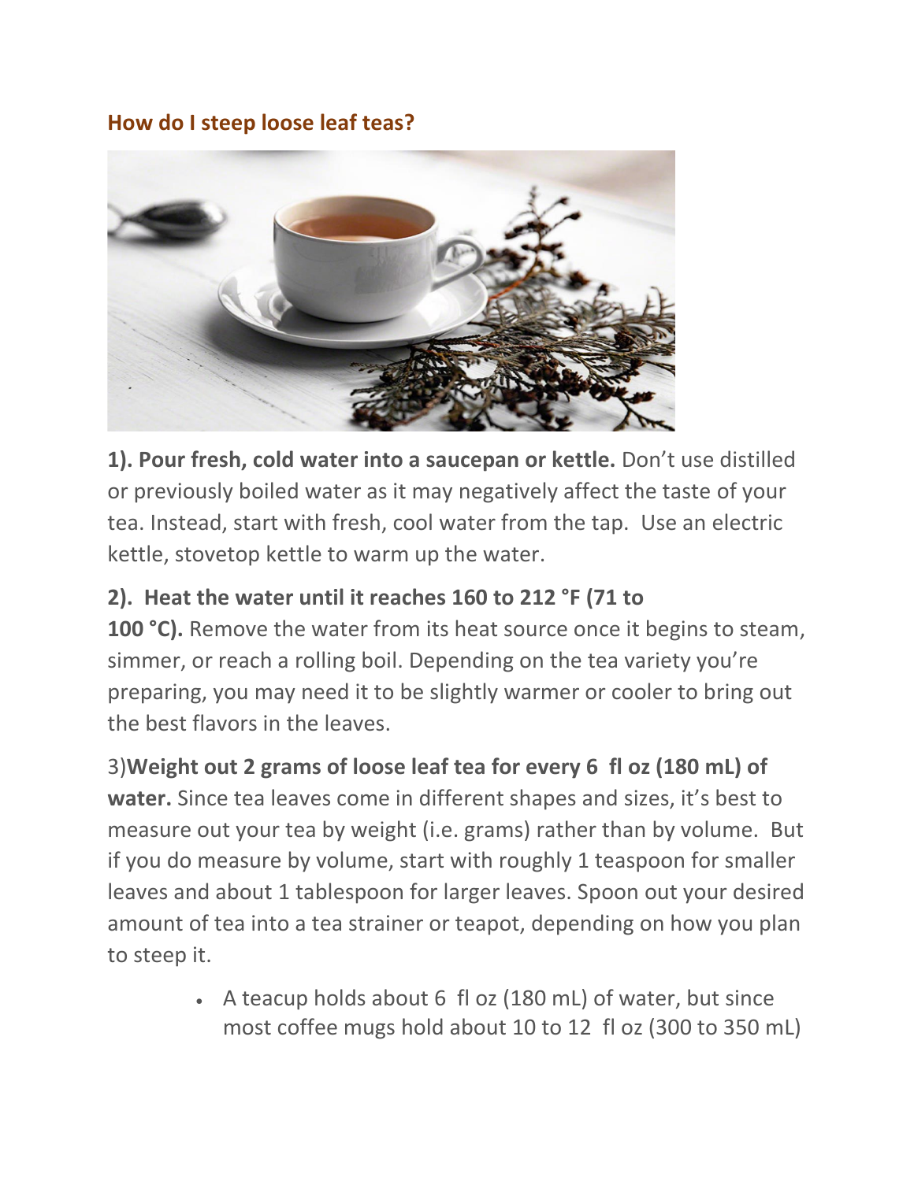## How do I steep loose leaf teas?

**1). Pour fresh, cold water into a saucepan or kettle.** Don't use distilled or previously boiled water as it may negatively affect the taste of your tea. Instead, start with fresh, cool water from the tap. Use an electric kettle, stovetop kettle to warm up the water.

**2). Heat the water until it reaches 160 to 212 °F (71 to 100 °C).** Remove the water from its heat source once it begins to steam, simmer, or reach a rolling boil. Depending on the tea variety you're preparing, you may need it to be slightly warmer or cooler to bring out the best flavors in the leaves.

3)**Weight out 2 grams of loose leaf tea for every 6 fl oz (180 mL) of water.** Since tea leaves come in different shapes and sizes, it's best to measure out your tea by weight (i.e. grams) rather than by volume. But if you do measure by volume, start with roughly 1 teaspoon for smaller leaves and about 1 tablespoon for larger leaves. Spoon out your desired amount of tea into a tea strainer or teapot, depending on how you plan to steep it.

- A teacup holds about 6 fl oz (180 mL) of water, but since most coffee mugs hold about 10 to 12 fl oz (300 to 350 mL)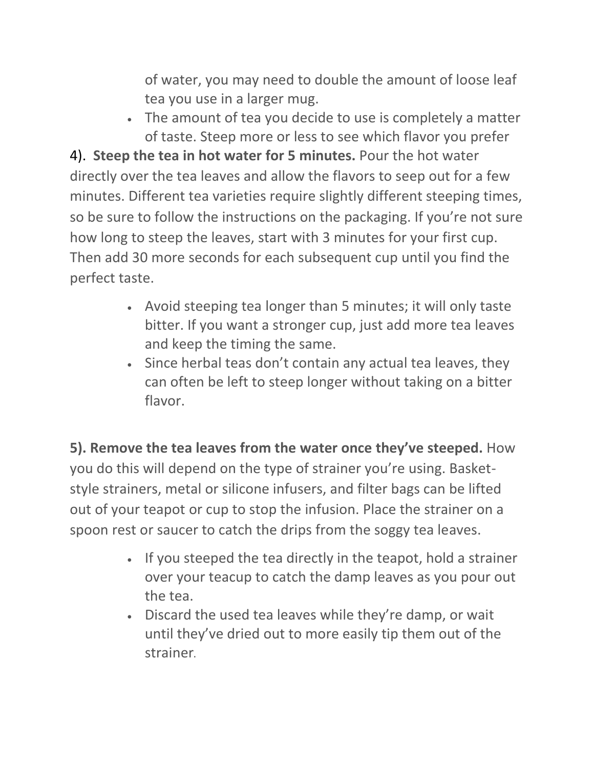of water, you may need to double the amount of loose leaf tea you use in a larger mug.

- The amount of tea you decide to use is completely a matter of taste. Steep more or less to see which flavor you prefer

4). **Steep the tea in hot water for 5 minutes.** Pour the hot water directly over the tea leaves and allow the flavors to seep out for a few minutes. Different tea varieties require slightly different steeping times, so be sure to follow the instructions on the packaging. If you're not sure how long to steep the leaves, start with 3 minutes for your first cup. Then add 30 more seconds for each subsequent cup until you find the perfect taste.

- Avoid steeping tea longer than 5 minutes; it will only taste bitter. If you want a stronger cup, just add more tea leaves and keep the timing the same.
- Since herbal teas don't contain any actual tea leaves, they can often be left to steep longer without taking on a bitter flavor.

**5). Remove the tea leaves from the water once they've steeped.** How you do this will depend on the type of strainer you're using. Basket-style strainers, metal or silicone infusers, and filter bags can be lifted out of your teapot or cup to stop the infusion. Place the strainer on a spoon rest or saucer to catch the drips from the soggy tea leaves.

- If you steeped the tea directly in the teapot, hold a strainer over your teacup to catch the damp leaves as you pour out the tea.
- Discard the used tea leaves while they're damp, or wait until they've dried out to more easily tip them out of the strainer.